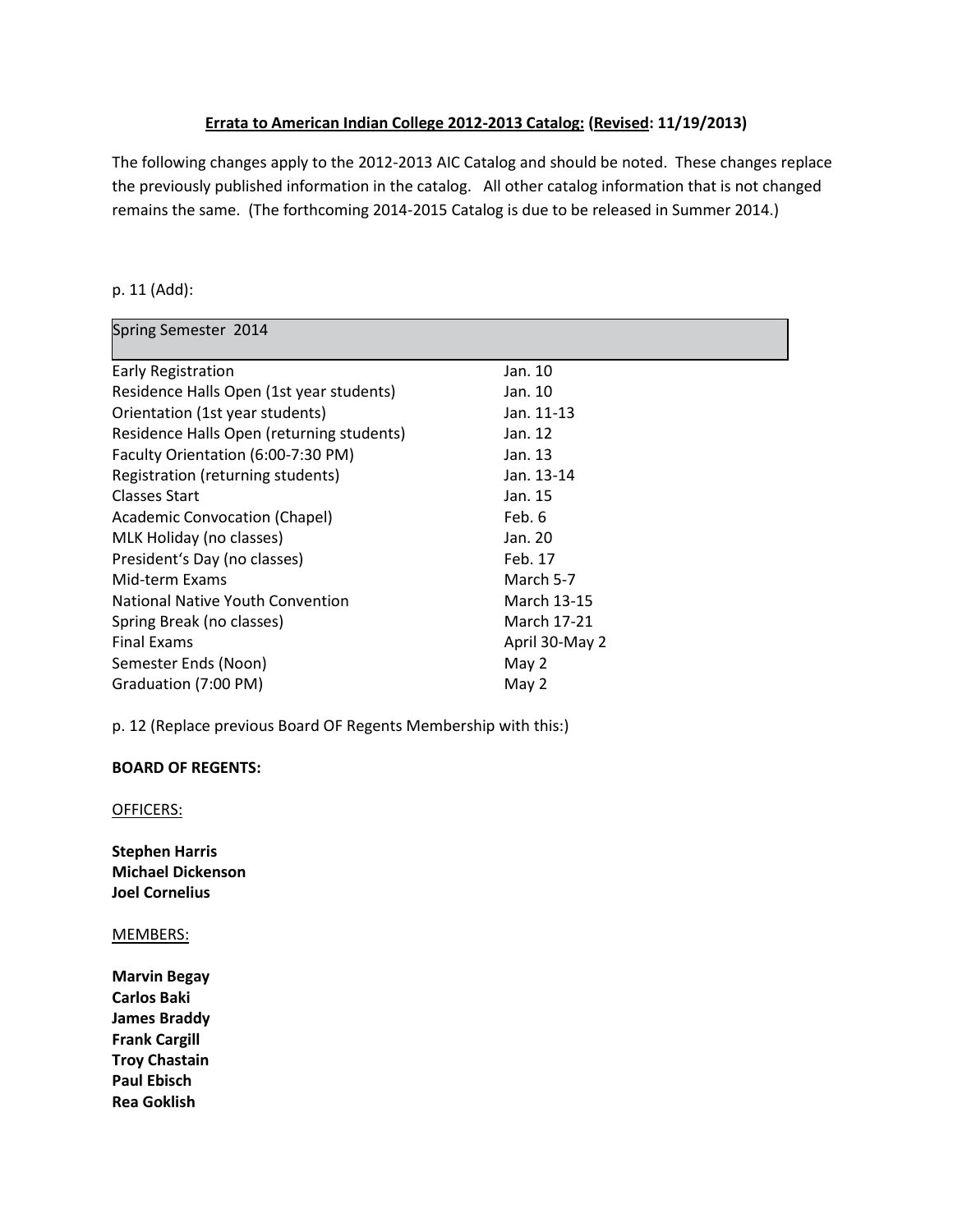**Errata to American Indian College 2012-2013 Catalog: (Revised: 11/19/2013)**

The following changes apply to the 2012-2013 AIC Catalog and should be noted. These changes replace the previously published information in the catalog. All other catalog information that is not changed remains the same. (The forthcoming 2014-2015 Catalog is due to be released in Summer 2014.)

p. 11 (Add):

| Spring Semester 2014 | |
|---|---|
| Early Registration | Jan. 10 |
| Residence Halls Open (1st year students) | Jan. 10 |
| Orientation (1st year students) | Jan. 11-13 |
| Residence Halls Open (returning students) | Jan. 12 |
| Faculty Orientation (6:00-7:30 PM) | Jan. 13 |
| Registration (returning students) | Jan. 13-14 |
| Classes Start | Jan. 15 |
| Academic Convocation (Chapel) | Feb. 6 |
| MLK Holiday (no classes) | Jan. 20 |
| President's Day (no classes) | Feb. 17 |
| Mid-term Exams | March 5-7 |
| National Native Youth Convention | March 13-15 |
| Spring Break (no classes) | March 17-21 |
| Final Exams | April 30-May 2 |
| Semester Ends (Noon) | May 2 |
| Graduation (7:00 PM) | May 2 |

p. 12 (Replace previous Board OF Regents Membership with this:)

**BOARD OF REGENTS:**

OFFICERS:

**Stephen Harris**
**Michael Dickenson**
**Joel Cornelius**

MEMBERS:

**Marvin Begay**
**Carlos Baki**
**James Braddy**
**Frank Cargill**
**Troy Chastain**
**Paul Ebisch**
**Rea Goklish**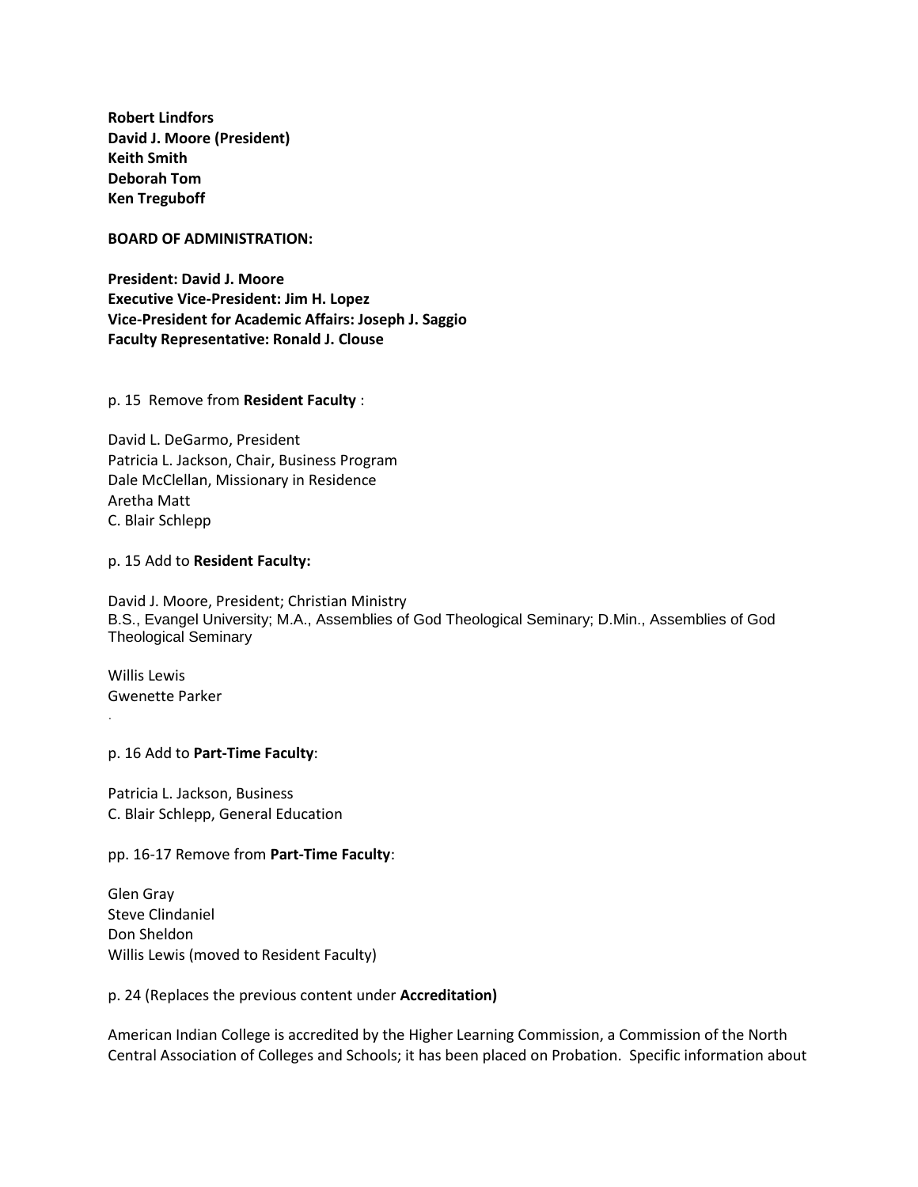**Robert Lindfors**
**David J. Moore (President)**
**Keith Smith**
**Deborah Tom**
**Ken Treguboff**

**BOARD OF ADMINISTRATION:**

**President: David J. Moore**
**Executive Vice-President: Jim H. Lopez**
**Vice-President for Academic Affairs: Joseph J. Saggio**
**Faculty Representative: Ronald J. Clouse**

p. 15 Remove from **Resident Faculty** :

David L. DeGarmo, President
Patricia L. Jackson, Chair, Business Program
Dale McClellan, Missionary in Residence
Aretha Matt
C. Blair Schlepp

p. 15 Add to **Resident Faculty:**

David J. Moore, President; Christian Ministry
B.S., Evangel University; M.A., Assemblies of God Theological Seminary; D.Min., Assemblies of God Theological Seminary

Willis Lewis
Gwenette Parker

p. 16 Add to **Part-Time Faculty**:

Patricia L. Jackson, Business
C. Blair Schlepp, General Education

pp. 16-17 Remove from **Part-Time Faculty**:

Glen Gray
Steve Clindaniel
Don Sheldon
Willis Lewis (moved to Resident Faculty)

p. 24 (Replaces the previous content under **Accreditation)**

American Indian College is accredited by the Higher Learning Commission, a Commission of the North Central Association of Colleges and Schools; it has been placed on Probation. Specific information about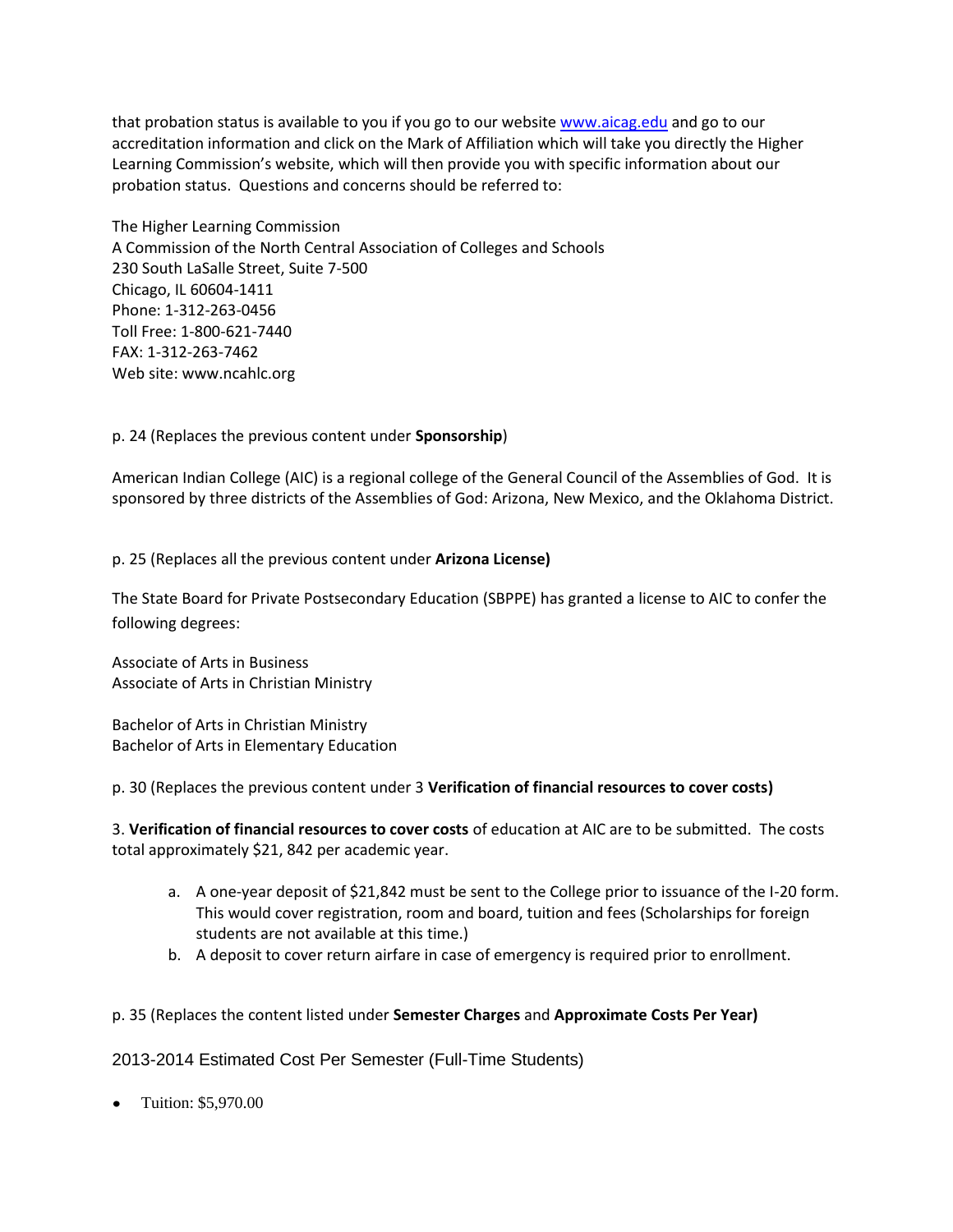that probation status is available to you if you go to our website [www.aicag.edu](http://www.aicag.edu) and go to our accreditation information and click on the Mark of Affiliation which will take you directly the Higher Learning Commission's website, which will then provide you with specific information about our probation status. Questions and concerns should be referred to:

The Higher Learning Commission
A Commission of the North Central Association of Colleges and Schools
230 South LaSalle Street, Suite 7-500
Chicago, IL 60604-1411
Phone: 1-312-263-0456
Toll Free: 1-800-621-7440
FAX: 1-312-263-7462
Web site: www.ncahlc.org

p. 24 (Replaces the previous content under **Sponsorship**)

American Indian College (AIC) is a regional college of the General Council of the Assemblies of God. It is sponsored by three districts of the Assemblies of God: Arizona, New Mexico, and the Oklahoma District.

p. 25 (Replaces all the previous content under **Arizona License)**

The State Board for Private Postsecondary Education (SBPPE) has granted a license to AIC to confer the following degrees:

Associate of Arts in Business
Associate of Arts in Christian Ministry

Bachelor of Arts in Christian Ministry
Bachelor of Arts in Elementary Education

p. 30 (Replaces the previous content under 3 **Verification of financial resources to cover costs)**

3. **Verification of financial resources to cover costs** of education at AIC are to be submitted. The costs total approximately $21, 842 per academic year.

   a. A one-year deposit of $21,842 must be sent to the College prior to issuance of the I-20 form. This would cover registration, room and board, tuition and fees (Scholarships for foreign students are not available at this time.)
   b. A deposit to cover return airfare in case of emergency is required prior to enrollment.

p. 35 (Replaces the content listed under **Semester Charges** and **Approximate Costs Per Year)**

2013-2014 Estimated Cost Per Semester (Full-Time Students)

- Tuition: $5,970.00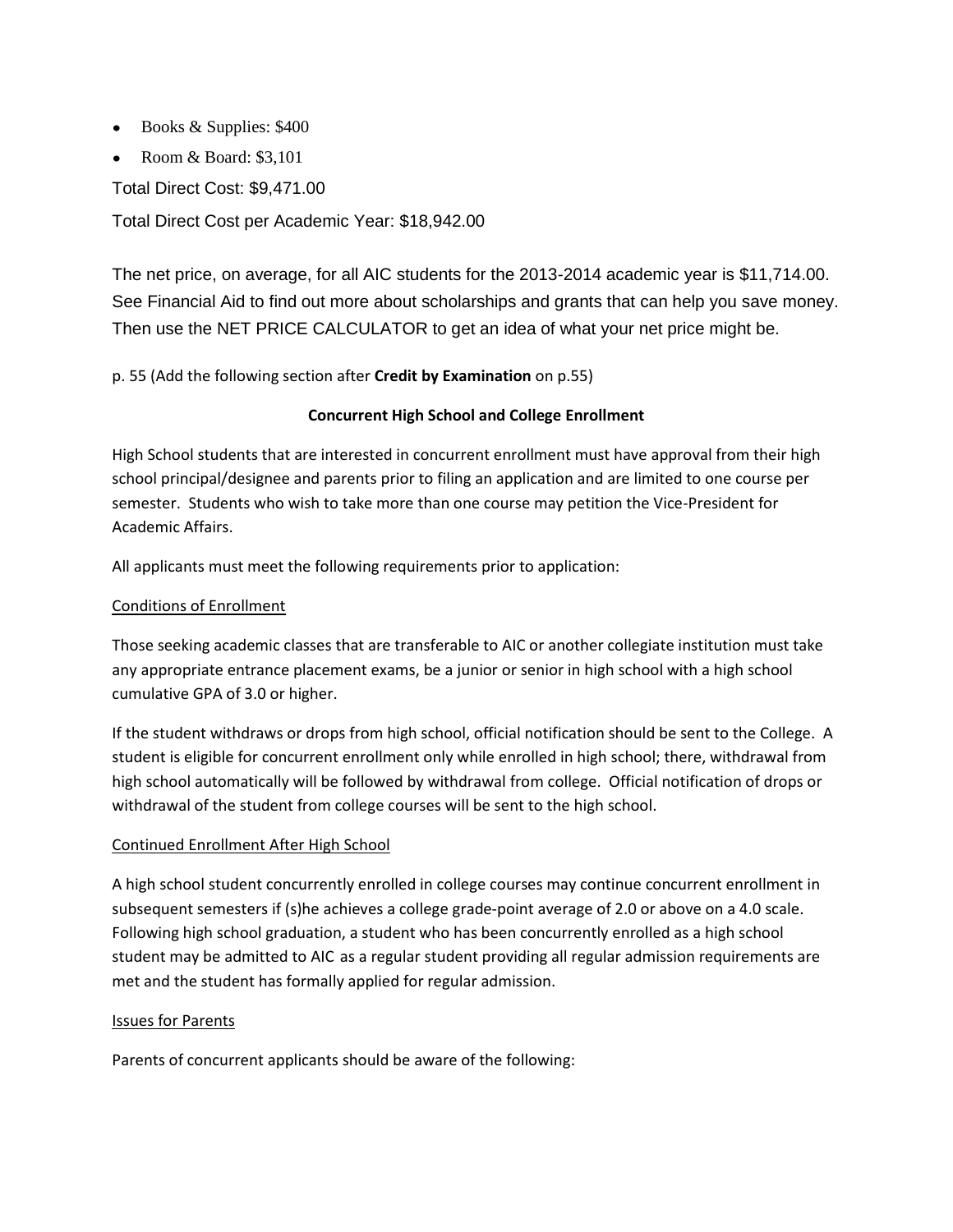- Books & Supplies: $400
- Room & Board: $3,101

Total Direct Cost: $9,471.00

Total Direct Cost per Academic Year: $18,942.00

The net price, on average, for all AIC students for the 2013-2014 academic year is $11,714.00. See Financial Aid to find out more about scholarships and grants that can help you save money. Then use the NET PRICE CALCULATOR to get an idea of what your net price might be.

p. 55 (Add the following section after **Credit by Examination** on p.55)

## Concurrent High School and College Enrollment

High School students that are interested in concurrent enrollment must have approval from their high school principal/designee and parents prior to filing an application and are limited to one course per semester. Students who wish to take more than one course may petition the Vice-President for Academic Affairs.

All applicants must meet the following requirements prior to application:

### Conditions of Enrollment

Those seeking academic classes that are transferable to AIC or another collegiate institution must take any appropriate entrance placement exams, be a junior or senior in high school with a high school cumulative GPA of 3.0 or higher.

If the student withdraws or drops from high school, official notification should be sent to the College. A student is eligible for concurrent enrollment only while enrolled in high school; there, withdrawal from high school automatically will be followed by withdrawal from college. Official notification of drops or withdrawal of the student from college courses will be sent to the high school.

### Continued Enrollment After High School

A high school student concurrently enrolled in college courses may continue concurrent enrollment in subsequent semesters if (s)he achieves a college grade-point average of 2.0 or above on a 4.0 scale. Following high school graduation, a student who has been concurrently enrolled as a high school student may be admitted to AIC as a regular student providing all regular admission requirements are met and the student has formally applied for regular admission.

### Issues for Parents

Parents of concurrent applicants should be aware of the following: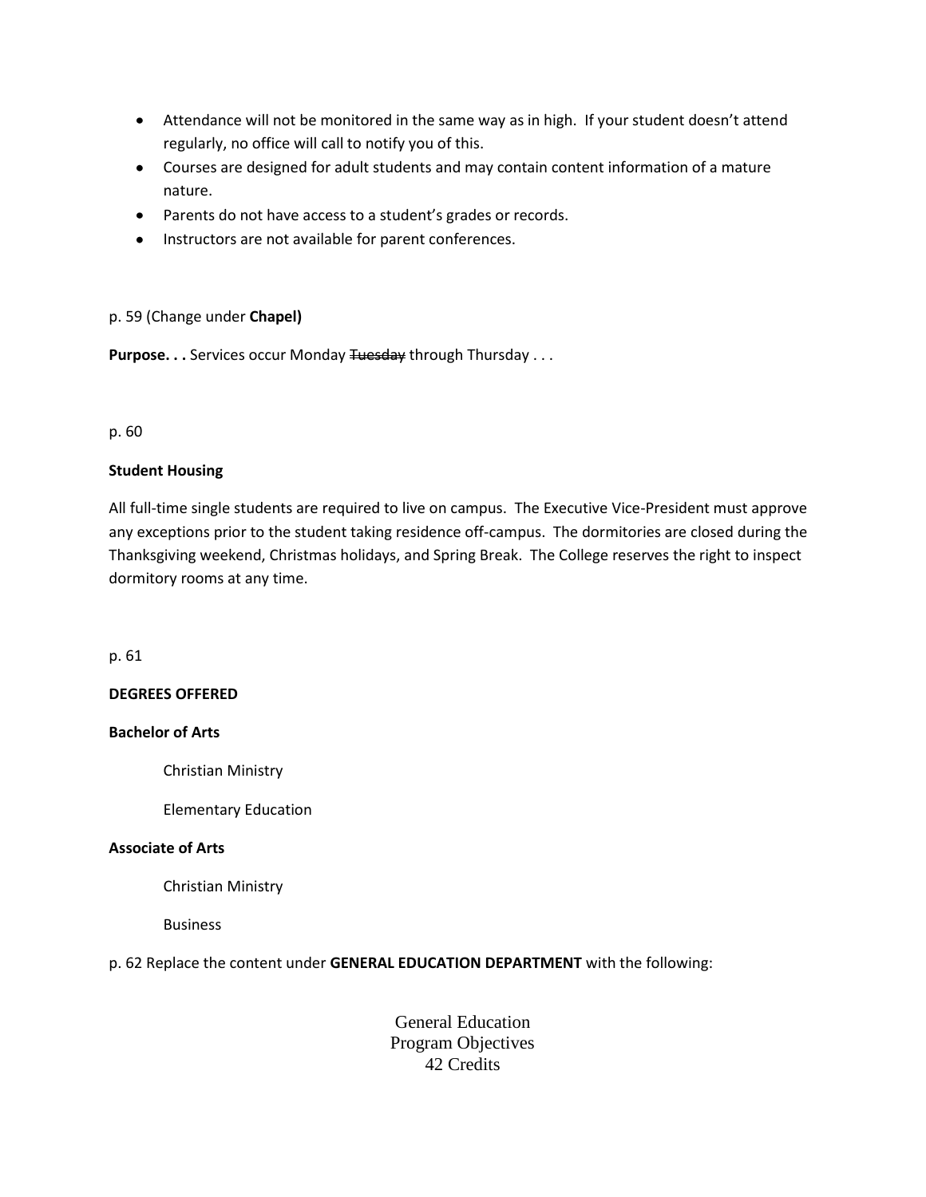- Attendance will not be monitored in the same way as in high. If your student doesn't attend regularly, no office will call to notify you of this.
- Courses are designed for adult students and may contain content information of a mature nature.
- Parents do not have access to a student's grades or records.
- Instructors are not available for parent conferences.

p. 59 (Change under **Chapel)**

**Purpose. . .** Services occur Monday ~~Tuesday~~ through Thursday . . .

p. 60

**Student Housing**

All full-time single students are required to live on campus. The Executive Vice-President must approve any exceptions prior to the student taking residence off-campus. The dormitories are closed during the Thanksgiving weekend, Christmas holidays, and Spring Break. The College reserves the right to inspect dormitory rooms at any time.

p. 61

**DEGREES OFFERED**

**Bachelor of Arts**

Christian Ministry

Elementary Education

**Associate of Arts**

Christian Ministry

Business

p. 62 Replace the content under **GENERAL EDUCATION DEPARTMENT** with the following:

General Education
Program Objectives
42 Credits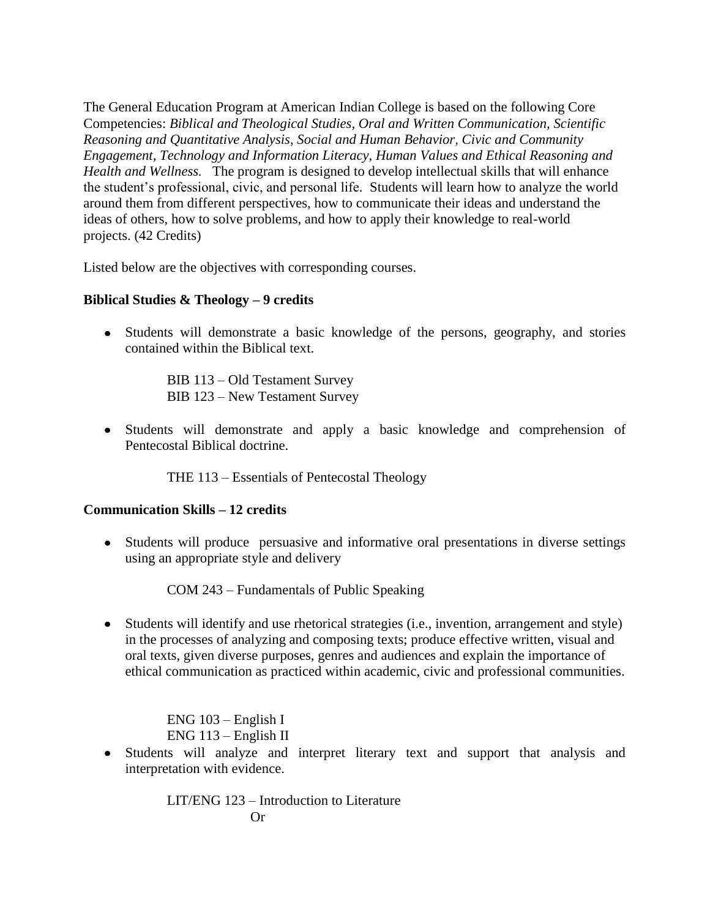The General Education Program at American Indian College is based on the following Core Competencies: *Biblical and Theological Studies, Oral and Written Communication, Scientific Reasoning and Quantitative Analysis, Social and Human Behavior, Civic and Community Engagement, Technology and Information Literacy, Human Values and Ethical Reasoning and Health and Wellness.* The program is designed to develop intellectual skills that will enhance the student's professional, civic, and personal life. Students will learn how to analyze the world around them from different perspectives, how to communicate their ideas and understand the ideas of others, how to solve problems, and how to apply their knowledge to real-world projects. (42 Credits)

Listed below are the objectives with corresponding courses.

**Biblical Studies & Theology – 9 credits**

- Students will demonstrate a basic knowledge of the persons, geography, and stories contained within the Biblical text.

  BIB 113 – Old Testament Survey
  BIB 123 – New Testament Survey

- Students will demonstrate and apply a basic knowledge and comprehension of Pentecostal Biblical doctrine.

  THE 113 – Essentials of Pentecostal Theology

**Communication Skills – 12 credits**

- Students will produce persuasive and informative oral presentations in diverse settings using an appropriate style and delivery

  COM 243 – Fundamentals of Public Speaking

- Students will identify and use rhetorical strategies (i.e., invention, arrangement and style) in the processes of analyzing and composing texts; produce effective written, visual and oral texts, given diverse purposes, genres and audiences and explain the importance of ethical communication as practiced within academic, civic and professional communities.

  ENG 103 – English I
  ENG 113 – English II

- Students will analyze and interpret literary text and support that analysis and interpretation with evidence.

  LIT/ENG 123 – Introduction to Literature
  Or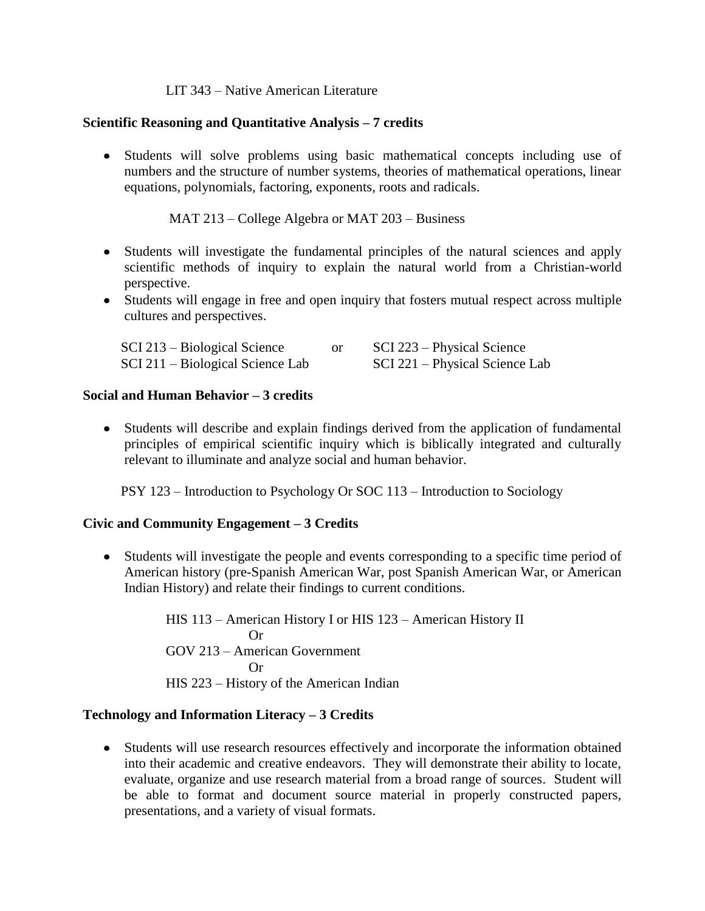LIT 343 – Native American Literature

**Scientific Reasoning and Quantitative Analysis – 7 credits**

- Students will solve problems using basic mathematical concepts including use of numbers and the structure of number systems, theories of mathematical operations, linear equations, polynomials, factoring, exponents, roots and radicals.

  MAT 213 – College Algebra or MAT 203 – Business

- Students will investigate the fundamental principles of the natural sciences and apply scientific methods of inquiry to explain the natural world from a Christian-world perspective.
- Students will engage in free and open inquiry that fosters mutual respect across multiple cultures and perspectives.

| | | |
|---|---|---|
| SCI 213 – Biological Science | or | SCI 223 – Physical Science |
| SCI 211 – Biological Science Lab | | SCI 221 – Physical Science Lab |

**Social and Human Behavior – 3 credits**

- Students will describe and explain findings derived from the application of fundamental principles of empirical scientific inquiry which is biblically integrated and culturally relevant to illuminate and analyze social and human behavior.

  PSY 123 – Introduction to Psychology Or SOC 113 – Introduction to Sociology

**Civic and Community Engagement – 3 Credits**

- Students will investigate the people and events corresponding to a specific time period of American history (pre-Spanish American War, post Spanish American War, or American Indian History) and relate their findings to current conditions.

  HIS 113 – American History I or HIS 123 – American History II
  Or
  GOV 213 – American Government
  Or
  HIS 223 – History of the American Indian

**Technology and Information Literacy – 3 Credits**

- Students will use research resources effectively and incorporate the information obtained into their academic and creative endeavors. They will demonstrate their ability to locate, evaluate, organize and use research material from a broad range of sources. Student will be able to format and document source material in properly constructed papers, presentations, and a variety of visual formats.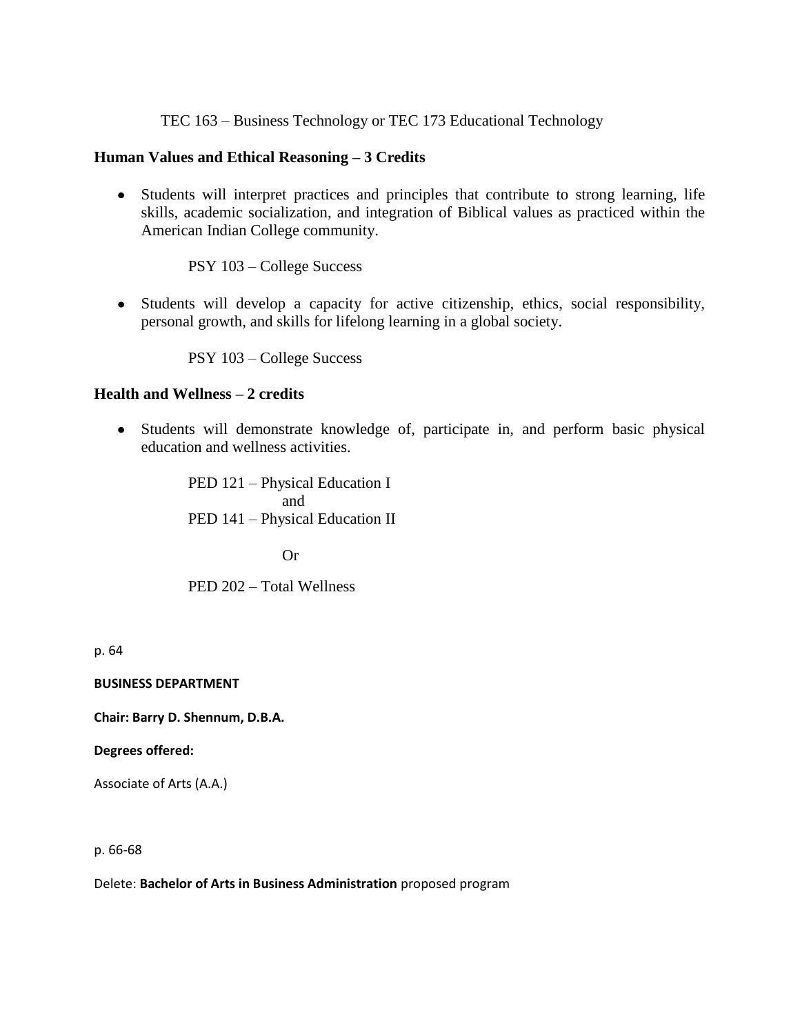TEC 163 – Business Technology or TEC 173 Educational Technology

### Human Values and Ethical Reasoning – 3 Credits

- Students will interpret practices and principles that contribute to strong learning, life skills, academic socialization, and integration of Biblical values as practiced within the American Indian College community.

  PSY 103 – College Success

- Students will develop a capacity for active citizenship, ethics, social responsibility, personal growth, and skills for lifelong learning in a global society.

  PSY 103 – College Success

### Health and Wellness – 2 credits

- Students will demonstrate knowledge of, participate in, and perform basic physical education and wellness activities.

  PED 121 – Physical Education I
  and
  PED 141 – Physical Education II

  Or

  PED 202 – Total Wellness

p. 64

**BUSINESS DEPARTMENT**

**Chair: Barry D. Shennum, D.B.A.**

**Degrees offered:**

Associate of Arts (A.A.)

p. 66-68

Delete: **Bachelor of Arts in Business Administration** proposed program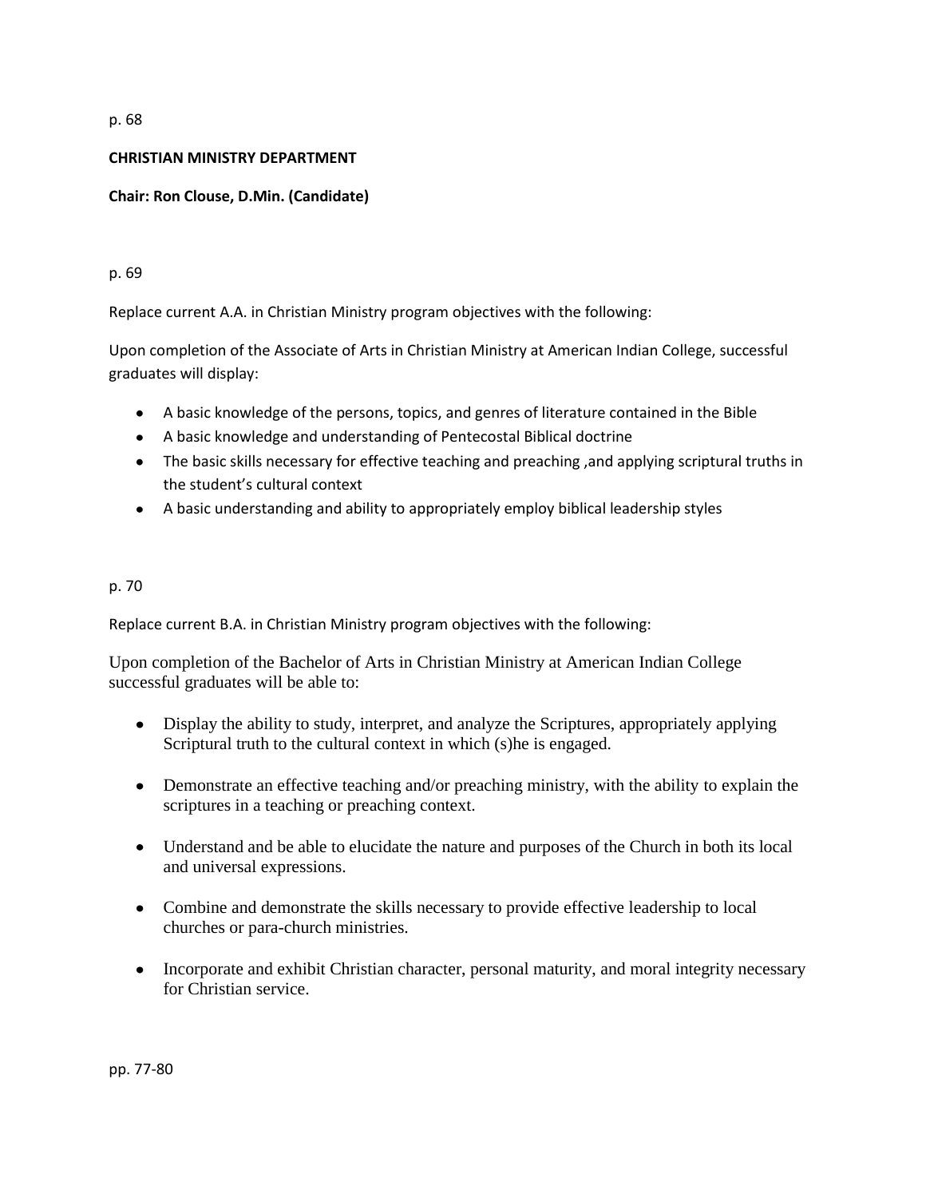p. 68

**CHRISTIAN MINISTRY DEPARTMENT**

**Chair: Ron Clouse, D.Min. (Candidate)**

p. 69

Replace current A.A. in Christian Ministry program objectives with the following:

Upon completion of the Associate of Arts in Christian Ministry at American Indian College, successful graduates will display:

- A basic knowledge of the persons, topics, and genres of literature contained in the Bible
- A basic knowledge and understanding of Pentecostal Biblical doctrine
- The basic skills necessary for effective teaching and preaching ,and applying scriptural truths in the student's cultural context
- A basic understanding and ability to appropriately employ biblical leadership styles

p. 70

Replace current B.A. in Christian Ministry program objectives with the following:

Upon completion of the Bachelor of Arts in Christian Ministry at American Indian College successful graduates will be able to:

- Display the ability to study, interpret, and analyze the Scriptures, appropriately applying Scriptural truth to the cultural context in which (s)he is engaged.
- Demonstrate an effective teaching and/or preaching ministry, with the ability to explain the scriptures in a teaching or preaching context.
- Understand and be able to elucidate the nature and purposes of the Church in both its local and universal expressions.
- Combine and demonstrate the skills necessary to provide effective leadership to local churches or para-church ministries.
- Incorporate and exhibit Christian character, personal maturity, and moral integrity necessary for Christian service.

pp. 77-80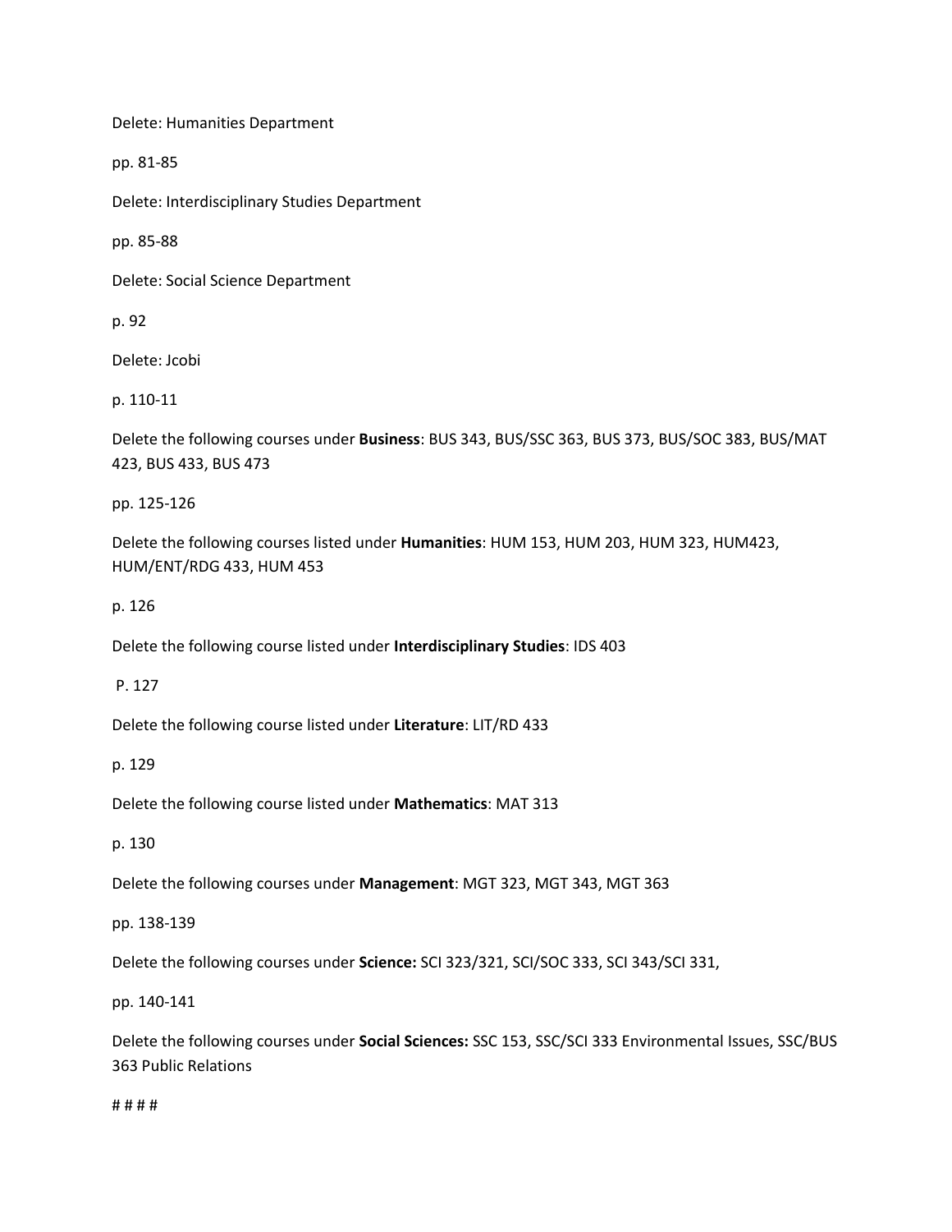Delete: Humanities Department

pp. 81-85

Delete: Interdisciplinary Studies Department

pp. 85-88

Delete: Social Science Department

p. 92

Delete: Jcobi

p. 110-11

Delete the following courses under **Business**: BUS 343, BUS/SSC 363, BUS 373, BUS/SOC 383, BUS/MAT 423, BUS 433, BUS 473

pp. 125-126

Delete the following courses listed under **Humanities**: HUM 153, HUM 203, HUM 323, HUM423, HUM/ENT/RDG 433, HUM 453

p. 126

Delete the following course listed under **Interdisciplinary Studies**: IDS 403

P. 127

Delete the following course listed under **Literature**: LIT/RD 433

p. 129

Delete the following course listed under **Mathematics**: MAT 313

p. 130

Delete the following courses under **Management**: MGT 323, MGT 343, MGT 363

pp. 138-139

Delete the following courses under **Science:** SCI 323/321, SCI/SOC 333, SCI 343/SCI 331,

pp. 140-141

Delete the following courses under **Social Sciences:** SSC 153, SSC/SCI 333 Environmental Issues, SSC/BUS 363 Public Relations

# # # #